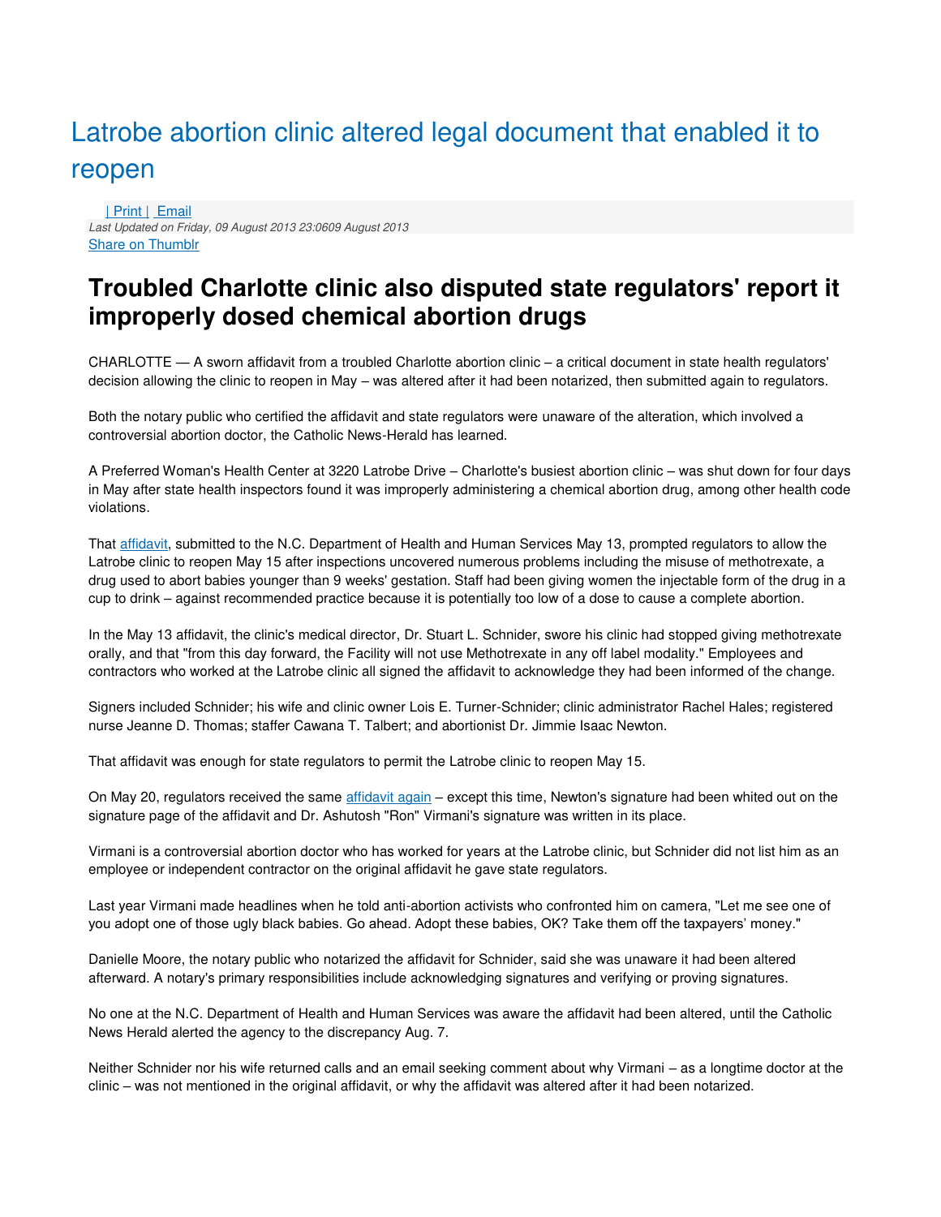# Latrobe abortion clinic altered legal document that enabled it to reopen

| Print | Email

*Last Updated on Friday, 09 August 2013 23:0609 August 2013*

Share on Thumblr

## Troubled Charlotte clinic also disputed state regulators' report it improperly dosed chemical abortion drugs

CHARLOTTE — A sworn affidavit from a troubled Charlotte abortion clinic – a critical document in state health regulators' decision allowing the clinic to reopen in May – was altered after it had been notarized, then submitted again to regulators.

Both the notary public who certified the affidavit and state regulators were unaware of the alteration, which involved a controversial abortion doctor, the Catholic News-Herald has learned.

A Preferred Woman's Health Center at 3220 Latrobe Drive – Charlotte's busiest abortion clinic – was shut down for four days in May after state health inspectors found it was improperly administering a chemical abortion drug, among other health code violations.

That affidavit, submitted to the N.C. Department of Health and Human Services May 13, prompted regulators to allow the Latrobe clinic to reopen May 15 after inspections uncovered numerous problems including the misuse of methotrexate, a drug used to abort babies younger than 9 weeks' gestation. Staff had been giving women the injectable form of the drug in a cup to drink – against recommended practice because it is potentially too low of a dose to cause a complete abortion.

In the May 13 affidavit, the clinic's medical director, Dr. Stuart L. Schnider, swore his clinic had stopped giving methotrexate orally, and that "from this day forward, the Facility will not use Methotrexate in any off label modality." Employees and contractors who worked at the Latrobe clinic all signed the affidavit to acknowledge they had been informed of the change.

Signers included Schnider; his wife and clinic owner Lois E. Turner-Schnider; clinic administrator Rachel Hales; registered nurse Jeanne D. Thomas; staffer Cawana T. Talbert; and abortionist Dr. Jimmie Isaac Newton.

That affidavit was enough for state regulators to permit the Latrobe clinic to reopen May 15.

On May 20, regulators received the same affidavit again – except this time, Newton's signature had been whited out on the signature page of the affidavit and Dr. Ashutosh "Ron" Virmani's signature was written in its place.

Virmani is a controversial abortion doctor who has worked for years at the Latrobe clinic, but Schnider did not list him as an employee or independent contractor on the original affidavit he gave state regulators.

Last year Virmani made headlines when he told anti-abortion activists who confronted him on camera, "Let me see one of you adopt one of those ugly black babies. Go ahead. Adopt these babies, OK? Take them off the taxpayers' money."

Danielle Moore, the notary public who notarized the affidavit for Schnider, said she was unaware it had been altered afterward. A notary's primary responsibilities include acknowledging signatures and verifying or proving signatures.

No one at the N.C. Department of Health and Human Services was aware the affidavit had been altered, until the Catholic News Herald alerted the agency to the discrepancy Aug. 7.

Neither Schnider nor his wife returned calls and an email seeking comment about why Virmani – as a longtime doctor at the clinic – was not mentioned in the original affidavit, or why the affidavit was altered after it had been notarized.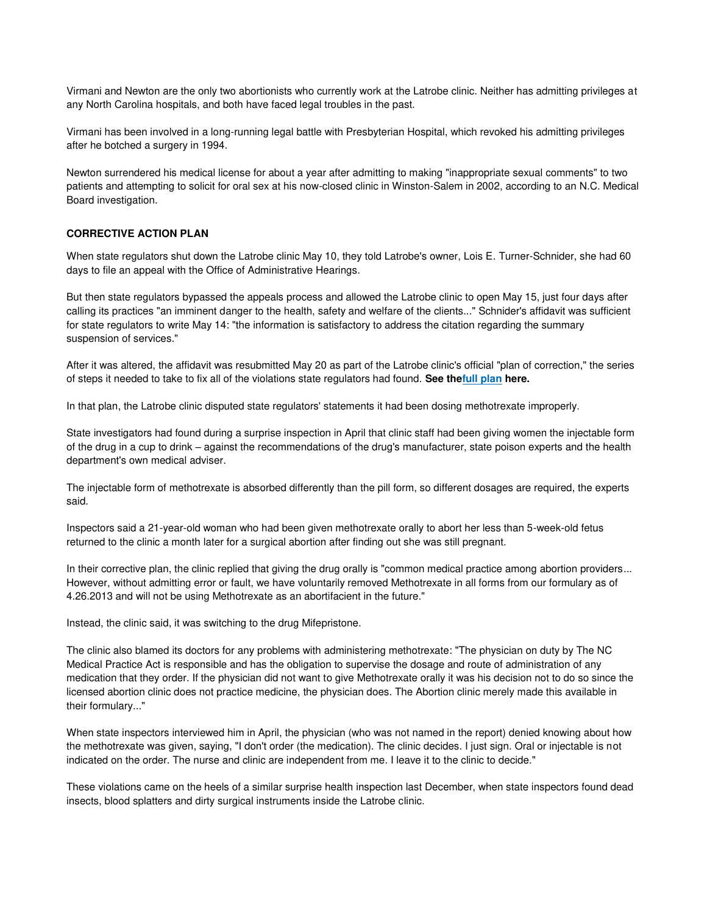Virmani and Newton are the only two abortionists who currently work at the Latrobe clinic. Neither has admitting privileges at any North Carolina hospitals, and both have faced legal troubles in the past.

Virmani has been involved in a long-running legal battle with Presbyterian Hospital, which revoked his admitting privileges after he botched a surgery in 1994.

Newton surrendered his medical license for about a year after admitting to making "inappropriate sexual comments" to two patients and attempting to solicit for oral sex at his now-closed clinic in Winston-Salem in 2002, according to an N.C. Medical Board investigation.

**CORRECTIVE ACTION PLAN**

When state regulators shut down the Latrobe clinic May 10, they told Latrobe's owner, Lois E. Turner-Schnider, she had 60 days to file an appeal with the Office of Administrative Hearings.

But then state regulators bypassed the appeals process and allowed the Latrobe clinic to open May 15, just four days after calling its practices "an imminent danger to the health, safety and welfare of the clients..." Schnider's affidavit was sufficient for state regulators to write May 14: "the information is satisfactory to address the citation regarding the summary suspension of services."

After it was altered, the affidavit was resubmitted May 20 as part of the Latrobe clinic's official "plan of correction," the series of steps it needed to take to fix all of the violations state regulators had found. **See the[full plan](#) here.**

In that plan, the Latrobe clinic disputed state regulators' statements it had been dosing methotrexate improperly.

State investigators had found during a surprise inspection in April that clinic staff had been giving women the injectable form of the drug in a cup to drink – against the recommendations of the drug's manufacturer, state poison experts and the health department's own medical adviser.

The injectable form of methotrexate is absorbed differently than the pill form, so different dosages are required, the experts said.

Inspectors said a 21-year-old woman who had been given methotrexate orally to abort her less than 5-week-old fetus returned to the clinic a month later for a surgical abortion after finding out she was still pregnant.

In their corrective plan, the clinic replied that giving the drug orally is "common medical practice among abortion providers... However, without admitting error or fault, we have voluntarily removed Methotrexate in all forms from our formulary as of 4.26.2013 and will not be using Methotrexate as an abortifacient in the future."

Instead, the clinic said, it was switching to the drug Mifepristone.

The clinic also blamed its doctors for any problems with administering methotrexate: "The physician on duty by The NC Medical Practice Act is responsible and has the obligation to supervise the dosage and route of administration of any medication that they order. If the physician did not want to give Methotrexate orally it was his decision not to do so since the licensed abortion clinic does not practice medicine, the physician does. The Abortion clinic merely made this available in their formulary..."

When state inspectors interviewed him in April, the physician (who was not named in the report) denied knowing about how the methotrexate was given, saying, "I don't order (the medication). The clinic decides. I just sign. Oral or injectable is not indicated on the order. The nurse and clinic are independent from me. I leave it to the clinic to decide."

These violations came on the heels of a similar surprise health inspection last December, when state inspectors found dead insects, blood splatters and dirty surgical instruments inside the Latrobe clinic.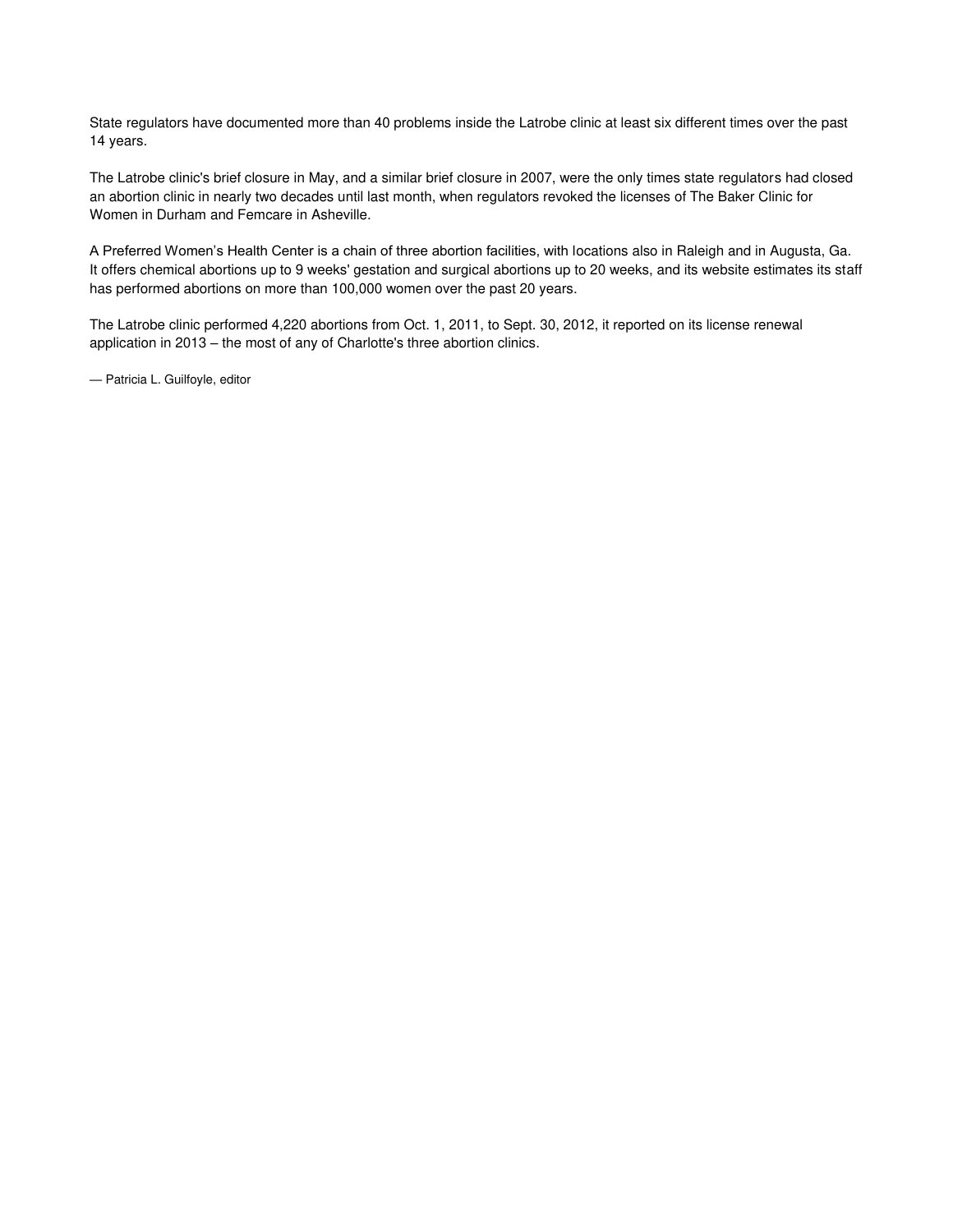State regulators have documented more than 40 problems inside the Latrobe clinic at least six different times over the past 14 years.

The Latrobe clinic's brief closure in May, and a similar brief closure in 2007, were the only times state regulators had closed an abortion clinic in nearly two decades until last month, when regulators revoked the licenses of The Baker Clinic for Women in Durham and Femcare in Asheville.

A Preferred Women's Health Center is a chain of three abortion facilities, with locations also in Raleigh and in Augusta, Ga. It offers chemical abortions up to 9 weeks' gestation and surgical abortions up to 20 weeks, and its website estimates its staff has performed abortions on more than 100,000 women over the past 20 years.

The Latrobe clinic performed 4,220 abortions from Oct. 1, 2011, to Sept. 30, 2012, it reported on its license renewal application in 2013 – the most of any of Charlotte's three abortion clinics.

— Patricia L. Guilfoyle, editor